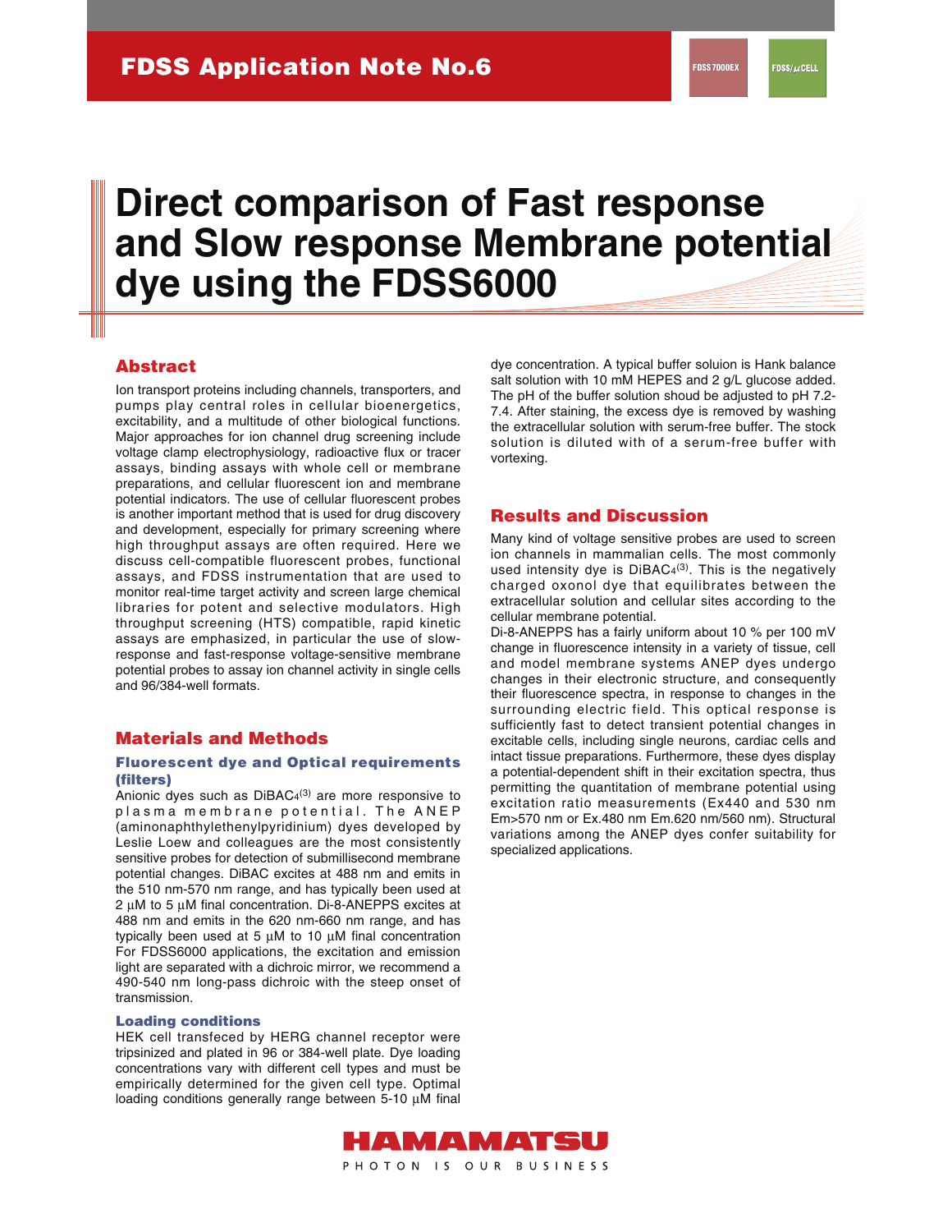FDSS Application Note No.6

FDSS7000EX FDSS/μCELL

# Direct comparison of Fast response and Slow response Membrane potential dye using the FDSS6000

## Abstract

Ion transport proteins including channels, transporters, and pumps play central roles in cellular bioenergetics, excitability, and a multitude of other biological functions. Major approaches for ion channel drug screening include voltage clamp electrophysiology, radioactive flux or tracer assays, binding assays with whole cell or membrane preparations, and cellular fluorescent ion and membrane potential indicators. The use of cellular fluorescent probes is another important method that is used for drug discovery and development, especially for primary screening where high throughput assays are often required. Here we discuss cell-compatible fluorescent probes, functional assays, and FDSS instrumentation that are used to monitor real-time target activity and screen large chemical libraries for potent and selective modulators. High throughput screening (HTS) compatible, rapid kinetic assays are emphasized, in particular the use of slow-response and fast-response voltage-sensitive membrane potential probes to assay ion channel activity in single cells and 96/384-well formats.

## Materials and Methods

### Fluorescent dye and Optical requirements (filters)

Anionic dyes such as $DiBAC_4$[3] are more responsive to plasma membrane potential. The ANEP (aminonaphthylethenylpyridinium) dyes developed by Leslie Loew and colleagues are the most consistently sensitive probes for detection of submillisecond membrane potential changes. DiBAC excites at 488 nm and emits in the 510 nm-570 nm range, and has typically been used at 2 µM to 5 µM final concentration. Di-8-ANEPPS excites at 488 nm and emits in the 620 nm-660 nm range, and has typically been used at 5 µM to 10 µM final concentration For FDSS6000 applications, the excitation and emission light are separated with a dichroic mirror, we recommend a 490-540 nm long-pass dichroic with the steep onset of transmission.

### Loading conditions

HEK cell transfeced by HERG channel receptor were tripsinized and plated in 96 or 384-well plate. Dye loading concentrations vary with different cell types and must be empirically determined for the given cell type. Optimal loading conditions generally range between 5-10 µM final dye concentration. A typical buffer soluion is Hank balance salt solution with 10 mM HEPES and 2 g/L glucose added. The pH of the buffer solution shoud be adjusted to pH 7.2-7.4. After staining, the excess dye is removed by washing the extracellular solution with serum-free buffer. The stock solution is diluted with of a serum-free buffer with vortexing.

## Results and Discussion

Many kind of voltage sensitive probes are used to screen ion channels in mammalian cells. The most commonly used intensity dye is $DiBAC_4$[3]. This is the negatively charged oxonol dye that equilibrates between the extracellular solution and cellular sites according to the cellular membrane potential.

Di-8-ANEPPS has a fairly uniform about 10 % per 100 mV change in fluorescence intensity in a variety of tissue, cell and model membrane systems ANEP dyes undergo changes in their electronic structure, and consequently their fluorescence spectra, in response to changes in the surrounding electric field. This optical response is sufficiently fast to detect transient potential changes in excitable cells, including single neurons, cardiac cells and intact tissue preparations. Furthermore, these dyes display a potential-dependent shift in their excitation spectra, thus permitting the quantitation of membrane potential using excitation ratio measurements (Ex440 and 530 nm Em>570 nm or Ex.480 nm Em.620 nm/560 nm). Structural variations among the ANEP dyes confer suitability for specialized applications.

HAMAMATSU

PHOTON IS OUR BUSINESS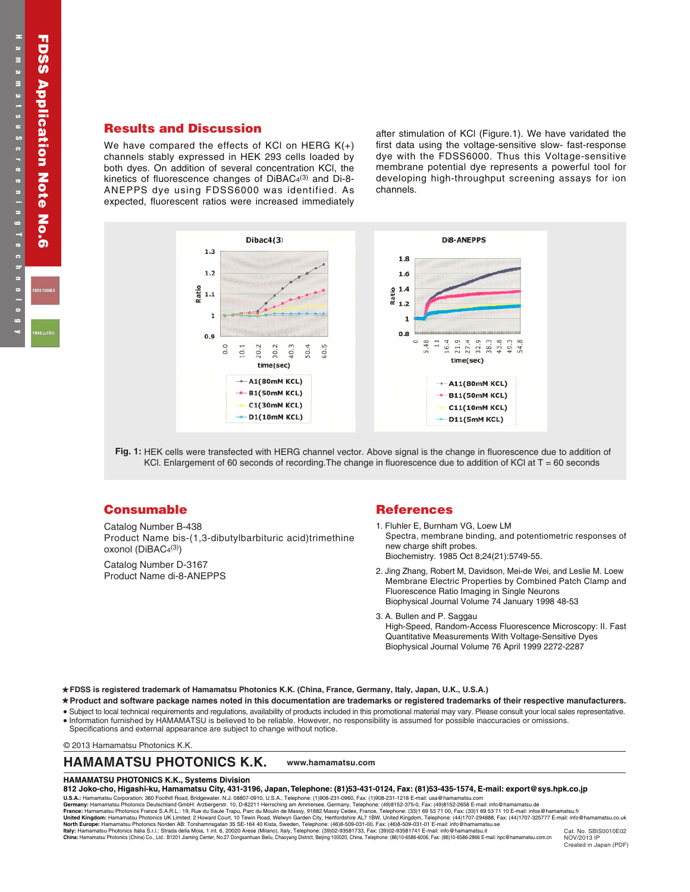## Results and Discussion

We have compared the effects of KCl on HERG K(+) channels stably expressed in HEK 293 cells loaded by both dyes. On addition of several concentration KCl, the kinetics of fluorescence changes of DiBAC$_4$$^{(3)}$ and Di-8-ANEPPS dye using FDSS6000 was identified. As expected, fluorescent ratios were increased immediately after stimulation of KCl (Figure.1). We have varidated the first data using the voltage-sensitive slow- fast-response dye with the FDSS6000. Thus this Voltage-sensitive membrane potential dye represents a powerful tool for developing high-throughput screening assays for ion channels.

Dibac4(3)

Ratio

1.3
1.2
1.1
1
0.9

0.0
10.1
20.2
30.2
40.3
50.4
60.5

time(sec)

A1(80mM KCL)
B1(50mM KCL)
C1(30mM KCL)
D1(10mM KCL)

Di8-ANEPPS

Ratio

1.8
1.6
1.4
1.2
1
0.8

0
5.48
11
16.4
21.9
27.4
32.9
38.3
43.8
49.3
54.8

time(sec)

A11(80mM KCL)
B11(50mM KCL)
C11(10mM KCL)
D11(5mM KCL)

**Fig. 1:** HEK cells were transfected with HERG channel vector. Above signal is the change in fluorescence due to addition of KCl. Enlargement of 60 seconds of recording.The change in fluorescence due to addition of KCl at T = 60 seconds

## Consumable

Catalog Number B-438
Product Name bis-(1,3-dibutylbarbituric acid)trimethine oxonol (DiBAC$_4$$^{(3)}$)

Catalog Number D-3167
Product Name di-8-ANEPPS

## References

1. Fluhler E, Burnham VG, Loew LM
   Spectra, membrane binding, and potentiometric responses of new charge shift probes.
   Biochemistry. 1985 Oct 8;24(21):5749-55.
2. Jing Zhang, Robert M, Davidson, Mei-de Wei, and Leslie M. Loew
   Membrane Electric Properties by Combined Patch Clamp and Fluorescence Ratio Imaging in Single Neurons
   Biophysical Journal Volume 74 January 1998 48-53
3. A. Bullen and P. Saggau
   High-Speed, Random-Access Fluorescence Microscopy: II. Fast Quantitative Measurements With Voltage-Sensitive Dyes
   Biophysical Journal Volume 76 April 1999 2272-2287

**★FDSS is registered trademark of Hamamatsu Photonics K.K. (China, France, Germany, Italy, Japan, U.K., U.S.A.)**
**★Product and software package names noted in this documentation are trademarks or registered trademarks of their respective manufacturers.**

- Subject to local technical requirements and regulations, availability of products included in this promotional material may vary. Please consult your local sales representative.
- Information furnished by HAMAMATSU is believed to be reliable. However, no responsibility is assumed for possible inaccuracies or omissions.
  Specifications and external appearance are subject to change without notice.

© 2013 Hamamatsu Photonics K.K.

**HAMAMATSU PHOTONICS K.K.** www.hamamatsu.com

**HAMAMATSU PHOTONICS K.K., Systems Division**
**812 Joko-cho, Higashi-ku, Hamamatsu City, 431-3196, Japan, Telephone: (81)53-431-0124, Fax: (81)53-435-1574, E-mail: export@sys.hpk.co.jp**

**U.S.A.:** Hamamatsu Corporation: 360 Foothill Road, Bridgewater. N.J. 08807-0910, U.S.A., Telephone: (1)908-231-0960, Fax: (1)908-231-1218 E-mail: usa@hamamatsu.com
**Germany:** Hamamatsu Photonics Deutschland GmbH: Arzbergerstr. 10, D-82211 Herrsching am Ammersee, Germany, Telephone: (49)8152-375-0, Fax: (49)8152-2658 E-mail: info@hamamatsu.de
**France:** Hamamatsu Photonics France S.A.R.L.: 19, Rue du Saule Trapu, Parc du Moulin de Massy, 91882 Massy Cedex, France, Telephone: (33)1 69 53 71 00, Fax: (33)1 69 53 71 10 E-mail: infos@hamamatsu.fr
**United Kingdom:** Hamamatsu Photonics UK Limited: 2 Howard Court, 10 Tewin Road, Welwyn Garden City, Hertfordshire AL7 1BW, United Kingdom, Telephone: (44)1707-294888, Fax: (44)1707-325777 E-mail: info@hamamatsu.co.uk
**North Europe:** Hamamatsu Photonics Norden AB: Torshamnsgatan 35 SE-164 40 Kista, Sweden, Telephone: (46)8-509-031-00, Fax: (46)8-509-031-01 E-mail: info@hamamatsu.se
**Italy:** Hamamatsu Photonics Italia S.r.l.: Strada della Moia, 1 int. 6, 20020 Arese (Milano), Italy, Telephone: (39)02-93581733, Fax: (39)02-93581741 E-mail: info@hamamatsu.it
**China:** Hamamatsu Photonics (China) Co., Ltd.: B1201 Jiaming Center, No.27 Dongsanhuan Beilu, Chaoyang District, Beijing 100020, China, Telephone: (86)10-6586-6006, Fax: (86)10-6586-2866 E-mail: hpc@hamamatsu.com.cn

Cat. No. SBIS0010E02
NOV/2013 IP
Created in Japan (PDF)